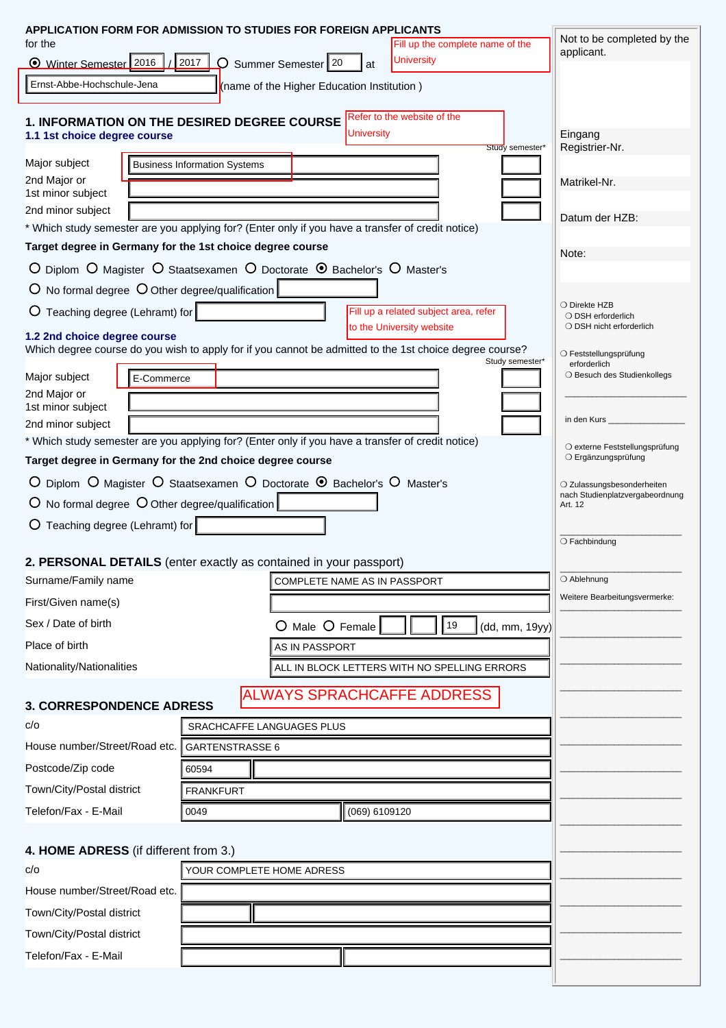## APPLICATION FORM FOR ADMISSION TO STUDIES FOR FOREIGN APPLICANTS

for the

◉ Winter Semester 2016 / 2017 ○ Summer Semester 20 at

Fill up the complete name of the University

Ernst-Abbe-Hochschule-Jena (name of the Higher Education Institution )

### 1. INFORMATION ON THE DESIRED DEGREE COURSE

Refer to the website of the University

#### 1.1 1st choice degree course

| | | Study semester* |
|---|---|---|
| Major subject | Business Information Systems | |
| 2nd Major or 1st minor subject | | |
| 2nd minor subject | | |

\* Which study semester are you applying for? (Enter only if you have a transfer of credit notice)

**Target degree in Germany for the 1st choice degree course**

○ Diplom ○ Magister ○ Staatsexamen ○ Doctorate ◉ Bachelor's ○ Master's

○ No formal degree ○ Other degree/qualification

○ Teaching degree (Lehramt) for

Fill up a related subject area, refer to the University website

#### 1.2 2nd choice degree course

Which degree course do you wish to apply for if you cannot be admitted to the 1st choice degree course?

| | | Study semester* |
|---|---|---|
| Major subject | E-Commerce | |
| 2nd Major or 1st minor subject | | |
| 2nd minor subject | | |

\* Which study semester are you applying for? (Enter only if you have a transfer of credit notice)

**Target degree in Germany for the 2nd choice degree course**

○ Diplom ○ Magister ○ Staatsexamen ○ Doctorate ◉ Bachelor's ○ Master's

○ No formal degree ○ Other degree/qualification

○ Teaching degree (Lehramt) for

### 2. PERSONAL DETAILS (enter exactly as contained in your passport)

| | |
|---|---|
| Surname/Family name | COMPLETE NAME AS IN PASSPORT |
| First/Given name(s) | |
| Sex / Date of birth | ○ Male ○ Female __ __ 19__ (dd, mm, 19yy) |
| Place of birth | AS IN PASSPORT |
| Nationality/Nationalities | ALL IN BLOCK LETTERS WITH NO SPELLING ERRORS |

### 3. CORRESPONDENCE ADRESS

ALWAYS SPRACHCAFFE ADDRESS

| | |
|---|---|
| c/o | SRACHCAFFE LANGUAGES PLUS |
| House number/Street/Road etc. | GARTENSTRASSE 6 |
| Postcode/Zip code | 60594 |
| Town/City/Postal district | FRANKFURT |
| Telefon/Fax - E-Mail | 0049 (069) 6109120 |

### 4. HOME ADRESS (if different from 3.)

| | |
|---|---|
| c/o | YOUR COMPLETE HOME ADRESS |
| House number/Street/Road etc. | |
| Town/City/Postal district | |
| Town/City/Postal district | |
| Telefon/Fax - E-Mail | |

---

Not to be completed by the applicant.

Eingang
Registrier-Nr.

Matrikel-Nr.

Datum der HZB:

Note:

○ Direkte HZB
○ DSH erforderlich
○ DSH nicht erforderlich

○ Feststellungsprüfung erforderlich
○ Besuch des Studienkollegs

in den Kurs ______

○ externe Feststellungsprüfung
○ Ergänzungsprüfung

○ Zulassungsbesonderheiten nach Studienplatzvergabeordnung Art. 12

○ Fachbindung

○ Ablehnung

Weitere Bearbeitungsvermerke: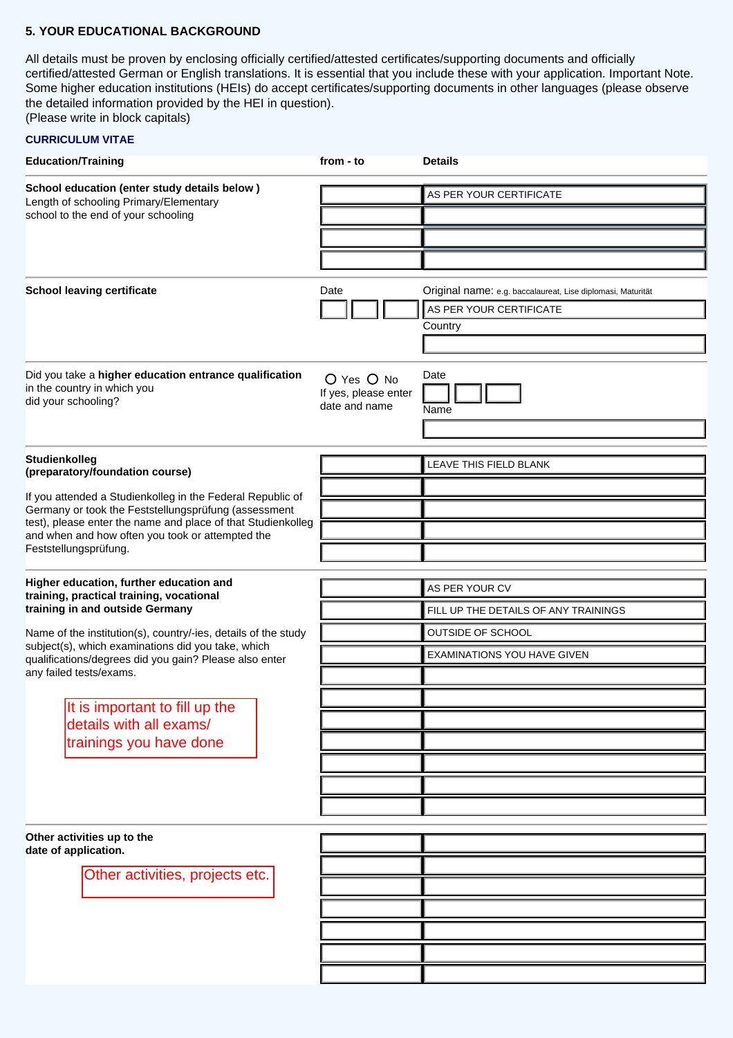### 5. YOUR EDUCATIONAL BACKGROUND

All details must be proven by enclosing officially certified/attested certificates/supporting documents and officially certified/attested German or English translations. It is essential that you include these with your application. Important Note. Some higher education institutions (HEIs) do accept certificates/supporting documents in other languages (please observe the detailed information provided by the HEI in question).
(Please write in block capitals)

**CURRICULUM VITAE**

| Education/Training | from - to | Details |
|---|---|---|
| **School education (enter study details below )** Length of schooling Primary/Elementary school to the end of your schooling | | AS PER YOUR CERTIFICATE |
| | | |
| | | |
| | | |
| **School leaving certificate** | Date | Original name: e.g. baccalaureat, Lise diplomasi, Maturität |
| | | AS PER YOUR CERTIFICATE |
| | | Country |
| | | |
| Did you take a **higher education entrance qualification** in the country in which you did your schooling? | ○ Yes ○ No If yes, please enter date and name | Date |
| | | Name |
| | | |
| **Studienkolleg (preparatory/foundation course)** If you attended a Studienkolleg in the Federal Republic of Germany or took the Feststellungsprüfung (assessment test), please enter the name and place of that Studienkolleg and when and how often you took or attempted the Feststellungsprüfung. | | LEAVE THIS FIELD BLANK |
| | | |
| | | |
| | | |
| | | |
| **Higher education, further education and training, practical training, vocational training in and outside Germany** Name of the institution(s), country/-ies, details of the study subject(s), which examinations did you take, which qualifications/degrees did you gain? Please also enter any failed tests/exams. | | AS PER YOUR CV |
| | | FILL UP THE DETAILS OF ANY TRAININGS |
| | | OUTSIDE OF SCHOOL |
| | | EXAMINATIONS YOU HAVE GIVEN |
| It is important to fill up the details with all exams/ trainings you have done | | |
| | | |
| | | |
| | | |
| | | |
| | | |
| | | |
| **Other activities up to the date of application.** | | |
| Other activities, projects etc. | | |
| | | |
| | | |
| | | |
| | | |
| | | |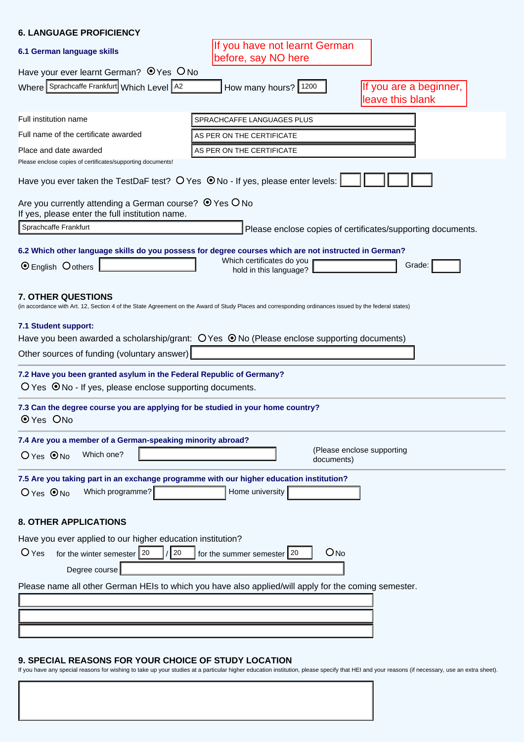## 6. LANGUAGE PROFICIENCY

### 6.1 German language skills

If you have not learnt German before, say NO here

Have your ever learnt German? ◉ Yes ○ No

Where: Sprachcaffe Frankfurt  Which Level: A2  How many hours?: 1200

If you are a beginner, leave this blank

| | |
|---|---|
| Full institution name | SPRACHCAFFE LANGUAGES PLUS |
| Full name of the certificate awarded | AS PER ON THE CERTIFICATE |
| Place and date awarded | AS PER ON THE CERTIFICATE |

Please enclose copies of certificates/supporting documents!

Have you ever taken the TestDaF test? ○ Yes ◉ No - If yes, please enter levels: ______ ______ ______ ______

Are you currently attending a German course? ◉ Yes ○ No
If yes, please enter the full institution name.

Sprachcaffe Frankfurt

Please enclose copies of certificates/supporting documents.

### 6.2 Which other language skills do you possess for degree courses which are not instructed in German?

◉ English ○ others ______  Which certificates do you hold in this language? ______  Grade: ______

## 7. OTHER QUESTIONS

(in accordance with Art. 12, Section 4 of the State Agreement on the Award of Study Places and corresponding ordinances issued by the federal states)

### 7.1 Student support:

Have you been awarded a scholarship/grant: ○ Yes ◉ No (Please enclose supporting documents)

Other sources of funding (voluntary answer) ______

### 7.2 Have you been granted asylum in the Federal Republic of Germany?

○ Yes ◉ No - If yes, please enclose supporting documents.

### 7.3 Can the degree course you are applying for be studied in your home country?

◉ Yes ○ No

### 7.4 Are you a member of a German-speaking minority abroad?

○ Yes ◉ No  Which one? ______  (Please enclose supporting documents)

### 7.5 Are you taking part in an exchange programme with our higher education institution?

○ Yes ◉ No  Which programme? ______  Home university ______

## 8. OTHER APPLICATIONS

Have you ever applied to our higher education institution?

○ Yes  for the winter semester 20__ / 20__  for the summer semester 20__  ○ No

Degree course ______

Please name all other German HEIs to which you have also applied/will apply for the coming semester.

______

______

______

## 9. SPECIAL REASONS FOR YOUR CHOICE OF STUDY LOCATION

If you have any special reasons for wishing to take up your studies at a particular higher education institution, please specify that HEI and your reasons (if necessary, use an extra sheet).

______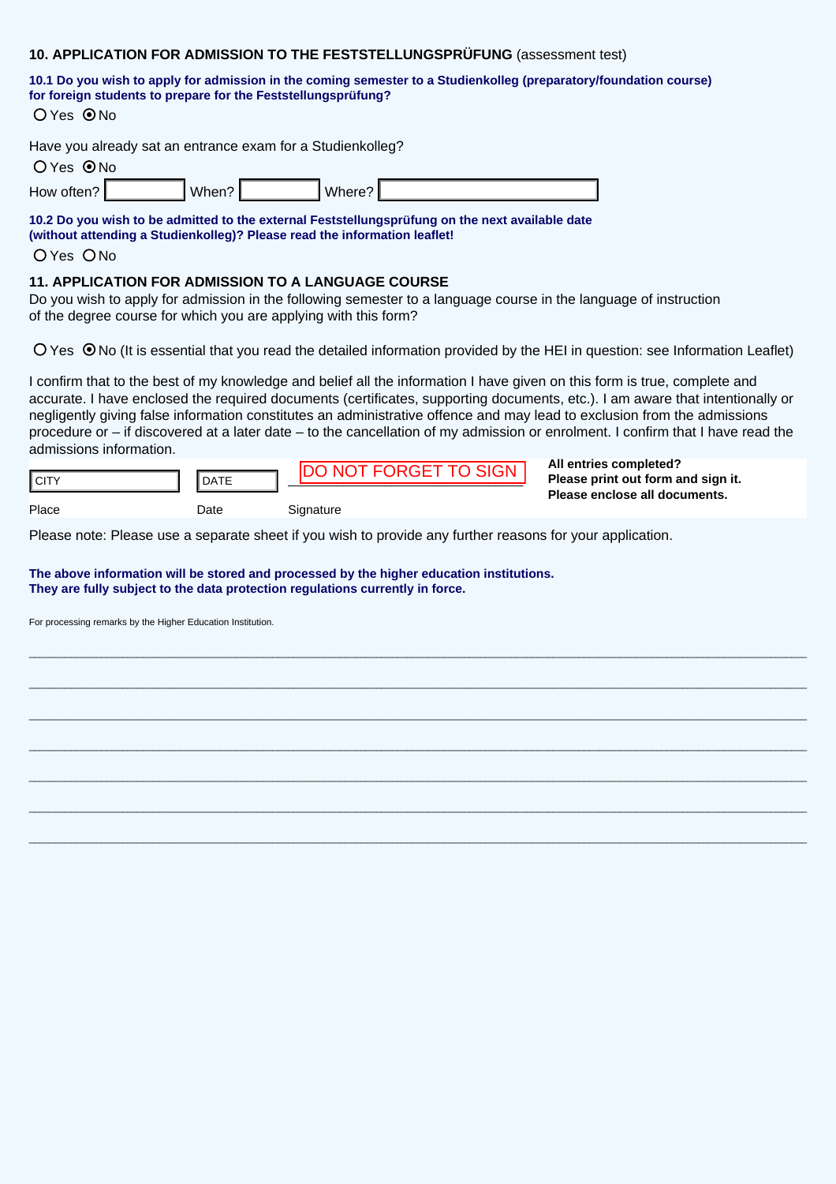## 10. APPLICATION FOR ADMISSION TO THE FESTSTELLUNGSPRÜFUNG (assessment test)

**10.1 Do you wish to apply for admission in the coming semester to a Studienkolleg (preparatory/foundation course) for foreign students to prepare for the Feststellungsprüfung?**

○ Yes ◉ No

Have you already sat an entrance exam for a Studienkolleg?

○ Yes ◉ No

How often? ______ When? ______ Where? ______

**10.2 Do you wish to be admitted to the external Feststellungsprüfung on the next available date (without attending a Studienkolleg)? Please read the information leaflet!**

○ Yes ○ No

## 11. APPLICATION FOR ADMISSION TO A LANGUAGE COURSE

Do you wish to apply for admission in the following semester to a language course in the language of instruction of the degree course for which you are applying with this form?

○ Yes ◉ No (It is essential that you read the detailed information provided by the HEI in question: see Information Leaflet)

I confirm that to the best of my knowledge and belief all the information I have given on this form is true, complete and accurate. I have enclosed the required documents (certificates, supporting documents, etc.). I am aware that intentionally or negligently giving false information constitutes an administrative offence and may lead to exclusion from the admissions procedure or – if discovered at a later date – to the cancellation of my admission or enrolment. I confirm that I have read the admissions information.

| CITY | DATE | DO NOT FORGET TO SIGN | **All entries completed? Please print out form and sign it. Please enclose all documents.** |
|---|---|---|---|
| Place | Date | Signature | |

Please note: Please use a separate sheet if you wish to provide any further reasons for your application.

**The above information will be stored and processed by the higher education institutions. They are fully subject to the data protection regulations currently in force.**

For processing remarks by the Higher Education Institution.